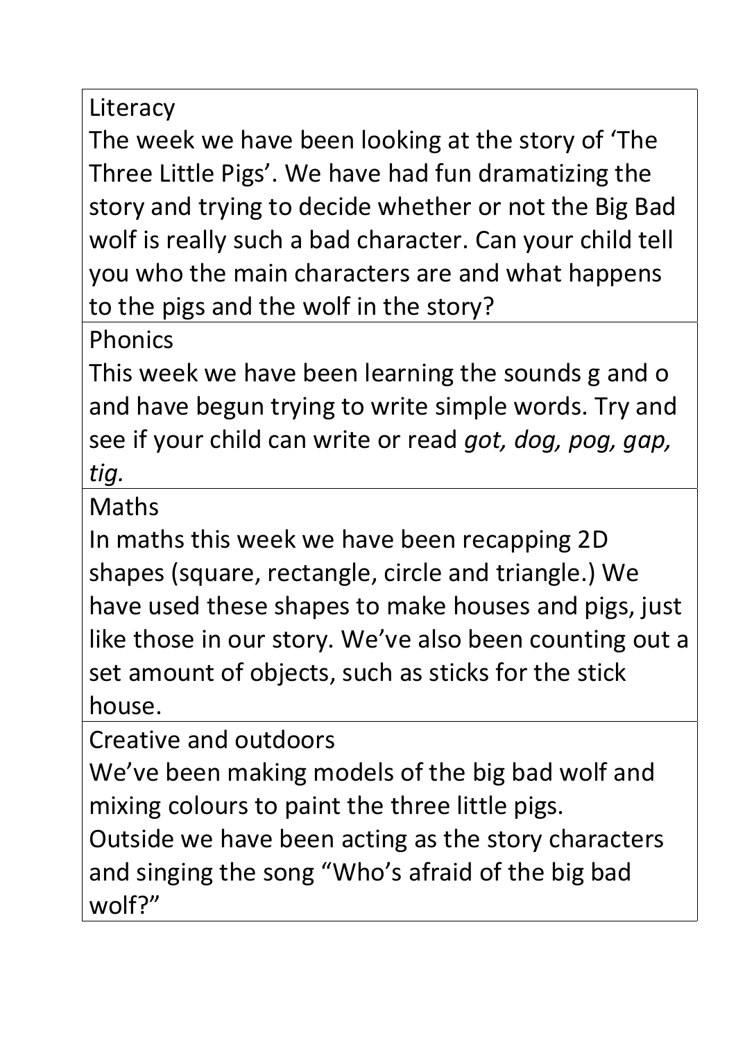## Literacy

The week we have been looking at the story of 'The Three Little Pigs'. We have had fun dramatizing the story and trying to decide whether or not the Big Bad wolf is really such a bad character. Can your child tell you who the main characters are and what happens to the pigs and the wolf in the story?

## Phonics

This week we have been learning the sounds g and o and have begun trying to write simple words. Try and see if your child can write or read *got, dog, pog, gap, tig.*

## Maths

In maths this week we have been recapping 2D shapes (square, rectangle, circle and triangle.) We have used these shapes to make houses and pigs, just like those in our story. We've also been counting out a set amount of objects, such as sticks for the stick house.

## Creative and outdoors

We've been making models of the big bad wolf and mixing colours to paint the three little pigs.
Outside we have been acting as the story characters and singing the song "Who's afraid of the big bad wolf?"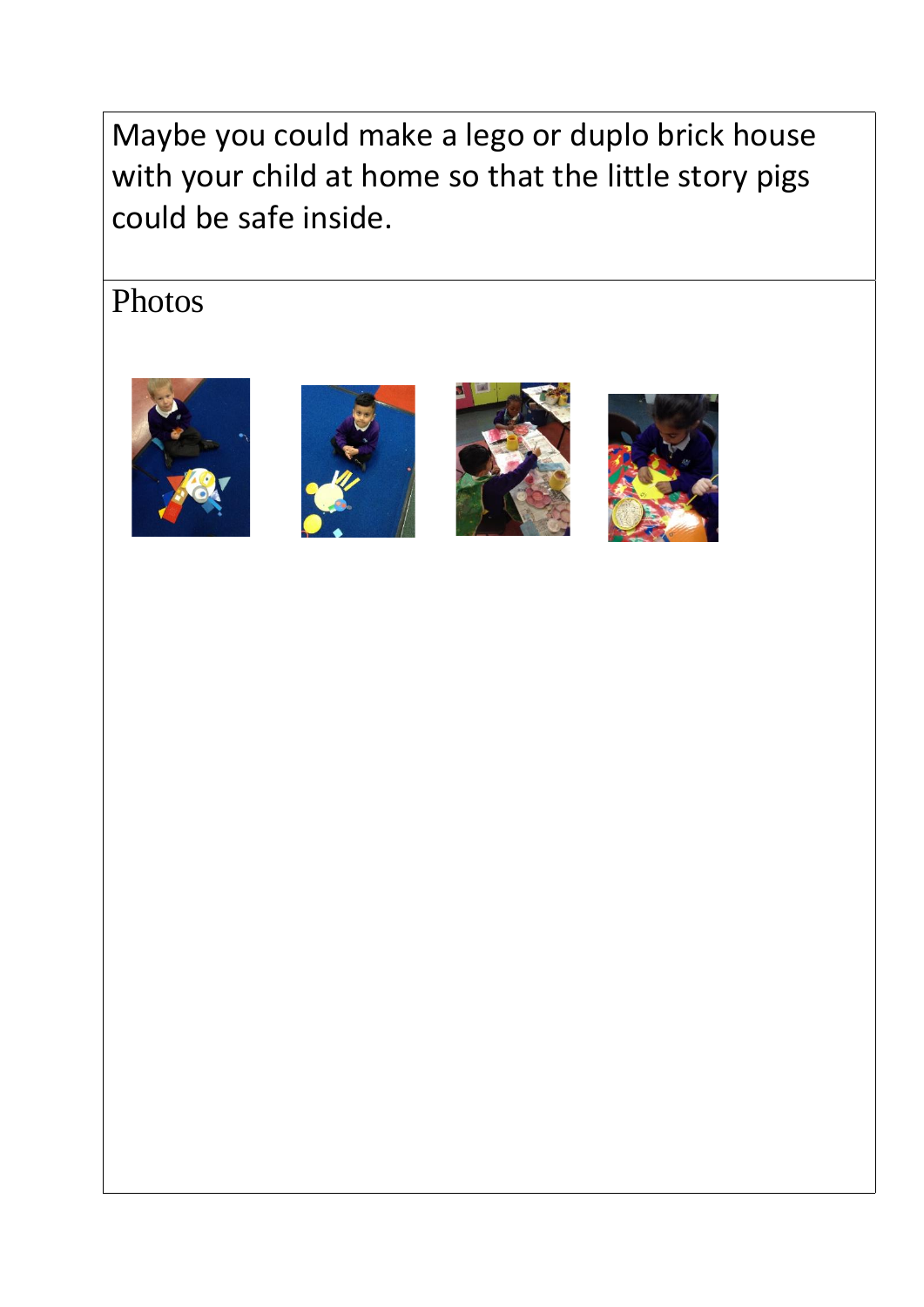Maybe you could make a lego or duplo brick house with your child at home so that the little story pigs could be safe inside.

Photos